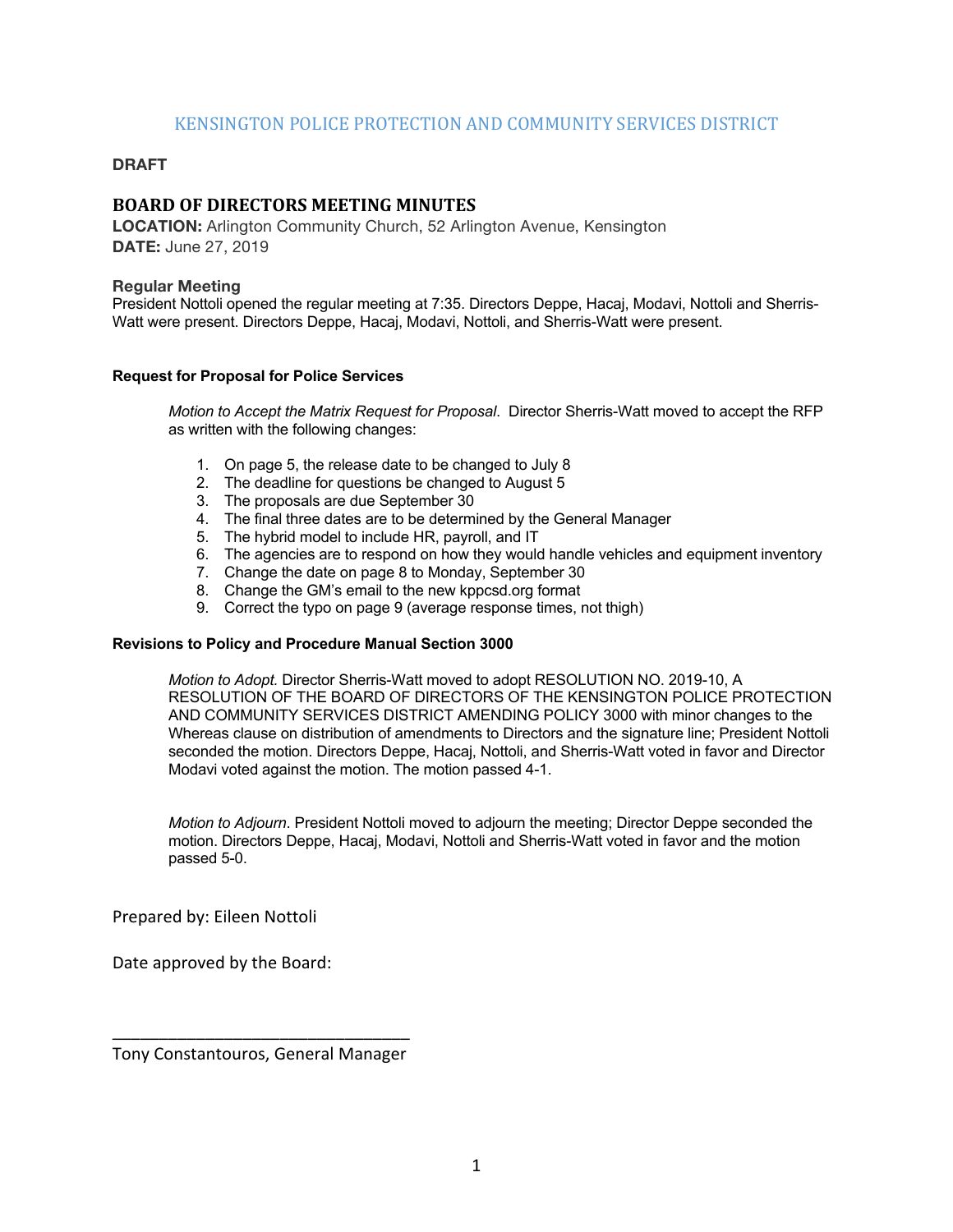KENSINGTON POLICE PROTECTION AND COMMUNITY SERVICES DISTRICT

**DRAFT**

# BOARD OF DIRECTORS MEETING MINUTES

**LOCATION:** Arlington Community Church, 52 Arlington Avenue, Kensington
**DATE:** June 27, 2019

### Regular Meeting

President Nottoli opened the regular meeting at 7:35. Directors Deppe, Hacaj, Modavi, Nottoli and Sherris-Watt were present. Directors Deppe, Hacaj, Modavi, Nottoli, and Sherris-Watt were present.

#### Request for Proposal for Police Services

*Motion to Accept the Matrix Request for Proposal*. Director Sherris-Watt moved to accept the RFP as written with the following changes:

1. On page 5, the release date to be changed to July 8
2. The deadline for questions be changed to August 5
3. The proposals are due September 30
4. The final three dates are to be determined by the General Manager
5. The hybrid model to include HR, payroll, and IT
6. The agencies are to respond on how they would handle vehicles and equipment inventory
7. Change the date on page 8 to Monday, September 30
8. Change the GM's email to the new kppcsd.org format
9. Correct the typo on page 9 (average response times, not thigh)

#### Revisions to Policy and Procedure Manual Section 3000

*Motion to Adopt.* Director Sherris-Watt moved to adopt RESOLUTION NO. 2019-10, A RESOLUTION OF THE BOARD OF DIRECTORS OF THE KENSINGTON POLICE PROTECTION AND COMMUNITY SERVICES DISTRICT AMENDING POLICY 3000 with minor changes to the Whereas clause on distribution of amendments to Directors and the signature line; President Nottoli seconded the motion. Directors Deppe, Hacaj, Nottoli, and Sherris-Watt voted in favor and Director Modavi voted against the motion. The motion passed 4-1.

*Motion to Adjourn*. President Nottoli moved to adjourn the meeting; Director Deppe seconded the motion. Directors Deppe, Hacaj, Modavi, Nottoli and Sherris-Watt voted in favor and the motion passed 5-0.

Prepared by: Eileen Nottoli

Date approved by the Board:

\_\_\_\_\_\_\_\_\_\_\_\_\_\_\_\_\_\_\_\_\_\_\_\_\_\_\_\_\_\_\_\_\_\_\_\_

Tony Constantouros, General Manager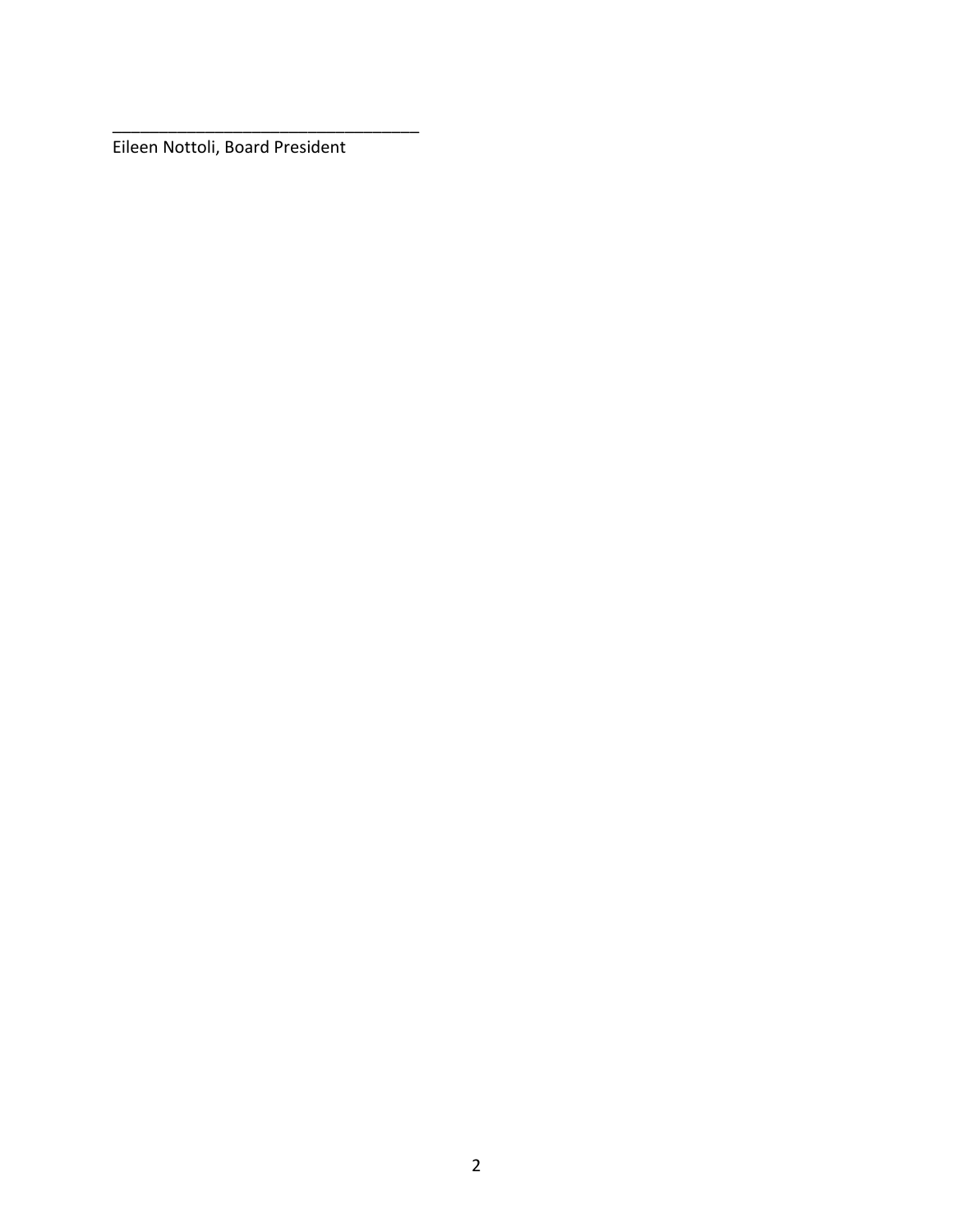\_\_\_\_\_\_\_\_\_\_\_\_\_\_\_\_\_\_\_\_\_\_\_\_\_\_\_\_\_\_\_\_\_\_

Eileen Nottoli, Board President